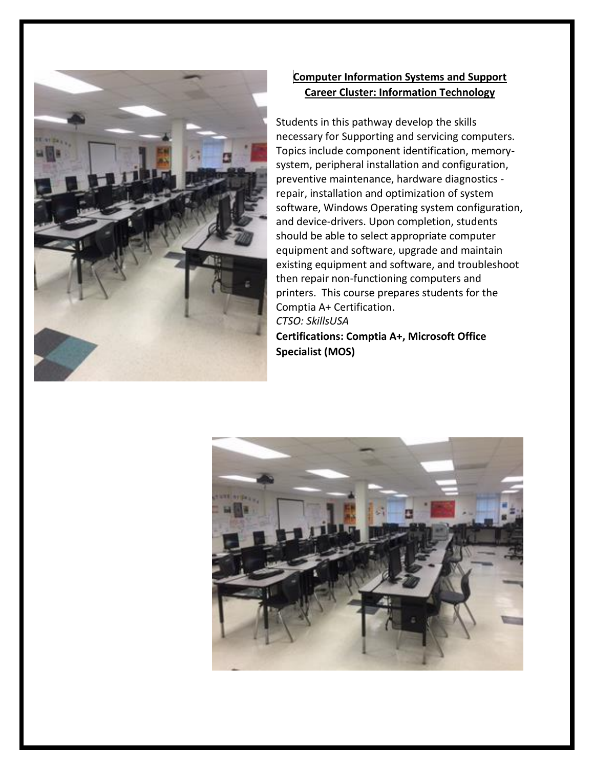**Computer Information Systems and Support**
**Career Cluster: Information Technology**

Students in this pathway develop the skills necessary for Supporting and servicing computers. Topics include component identification, memory-system, peripheral installation and configuration, preventive maintenance, hardware diagnostics - repair, installation and optimization of system software, Windows Operating system configuration, and device-drivers. Upon completion, students should be able to select appropriate computer equipment and software, upgrade and maintain existing equipment and software, and troubleshoot then repair non-functioning computers and printers. This course prepares students for the Comptia A+ Certification.

*CTSO: SkillsUSA*

**Certifications: Comptia A+, Microsoft Office Specialist (MOS)**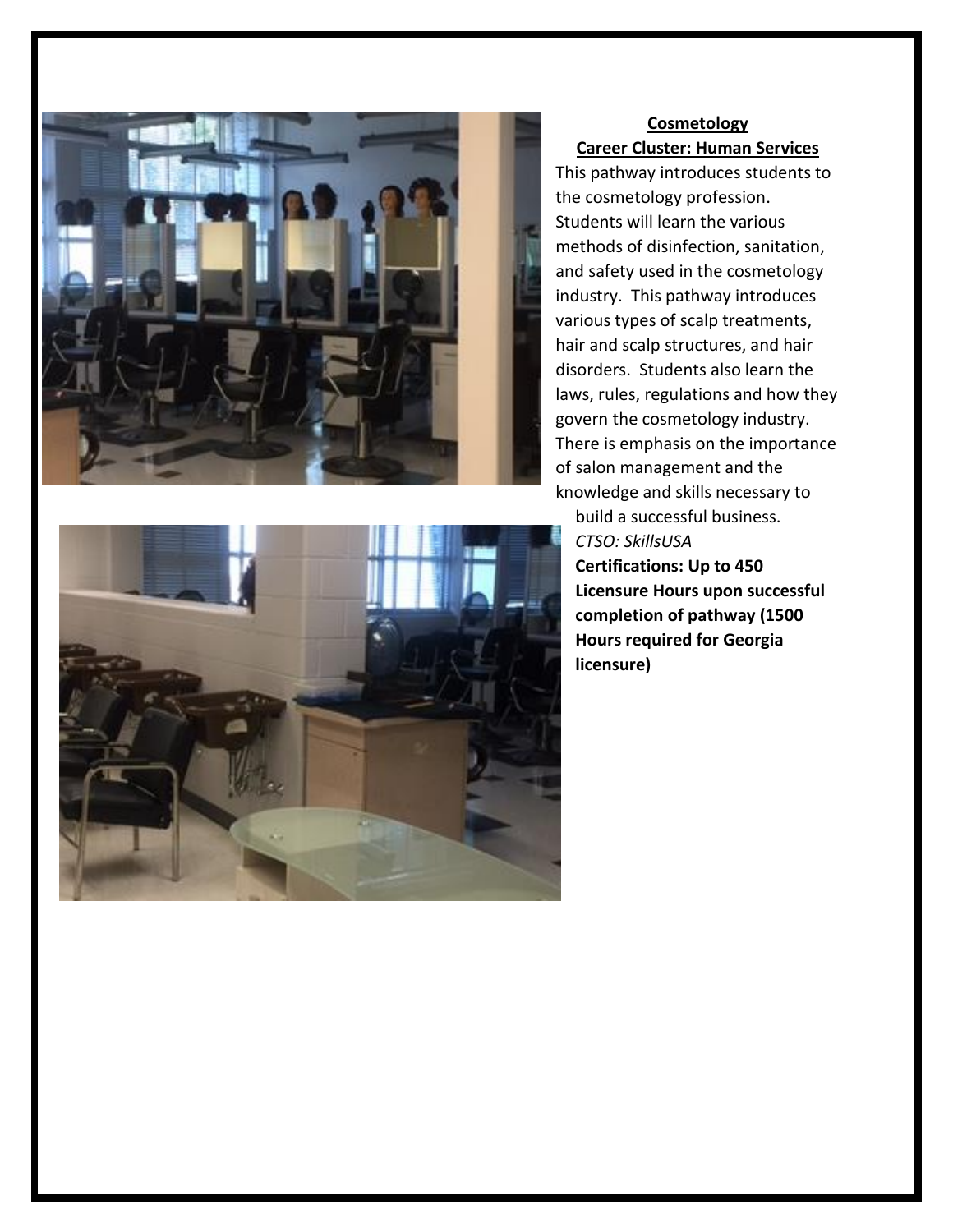**Cosmetology**

**Career Cluster: Human Services**

This pathway introduces students to the cosmetology profession. Students will learn the various methods of disinfection, sanitation, and safety used in the cosmetology industry. This pathway introduces various types of scalp treatments, hair and scalp structures, and hair disorders. Students also learn the laws, rules, regulations and how they govern the cosmetology industry. There is emphasis on the importance of salon management and the knowledge and skills necessary to build a successful business.

*CTSO: SkillsUSA*

**Certifications: Up to 450 Licensure Hours upon successful completion of pathway (1500 Hours required for Georgia licensure)**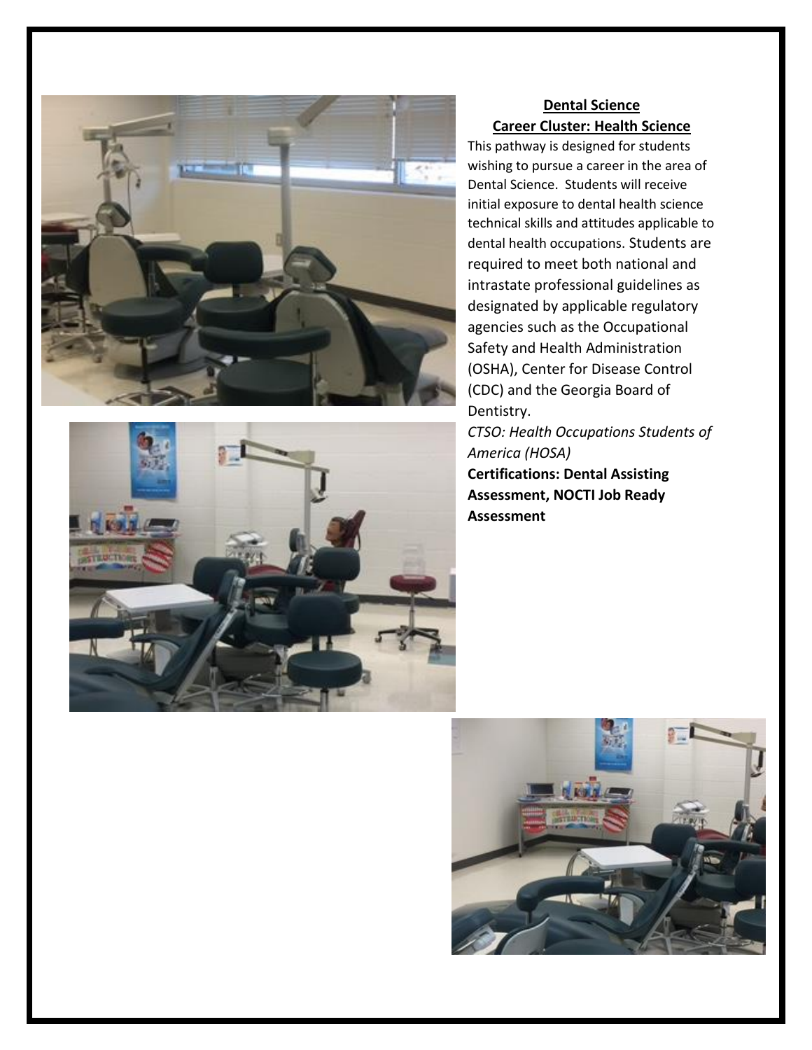## Dental Science

### Career Cluster: Health Science

This pathway is designed for students wishing to pursue a career in the area of Dental Science. Students will receive initial exposure to dental health science technical skills and attitudes applicable to dental health occupations. Students are required to meet both national and intrastate professional guidelines as designated by applicable regulatory agencies such as the Occupational Safety and Health Administration (OSHA), Center for Disease Control (CDC) and the Georgia Board of Dentistry.

*CTSO: Health Occupations Students of America (HOSA)*

**Certifications: Dental Assisting Assessment, NOCTI Job Ready Assessment**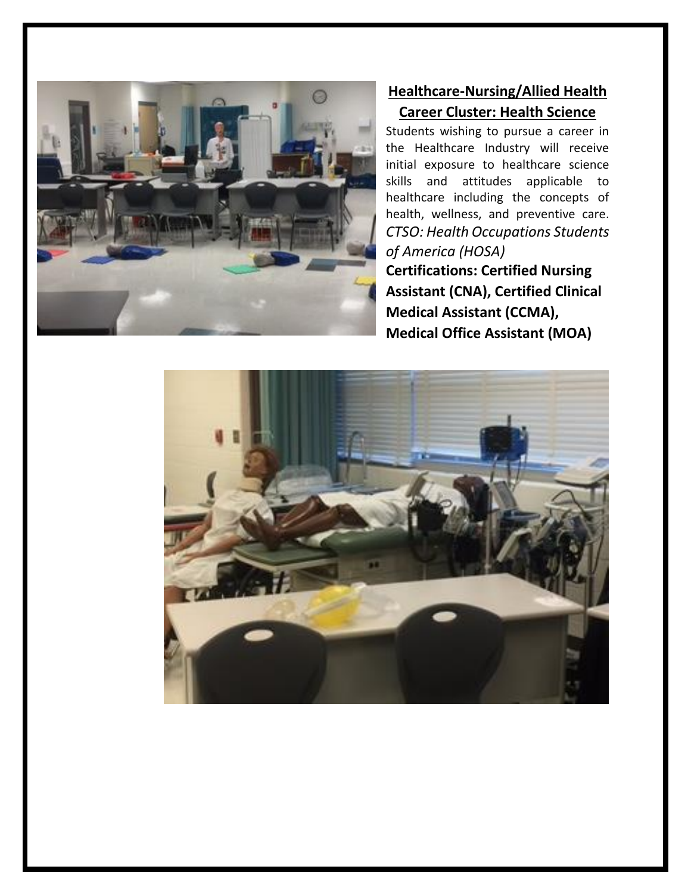## Healthcare-Nursing/Allied Health

## Career Cluster: Health Science

Students wishing to pursue a career in the Healthcare Industry will receive initial exposure to healthcare science skills and attitudes applicable to healthcare including the concepts of health, wellness, and preventive care.

*CTSO: Health Occupations Students of America (HOSA)*

**Certifications: Certified Nursing Assistant (CNA), Certified Clinical Medical Assistant (CCMA), Medical Office Assistant (MOA)**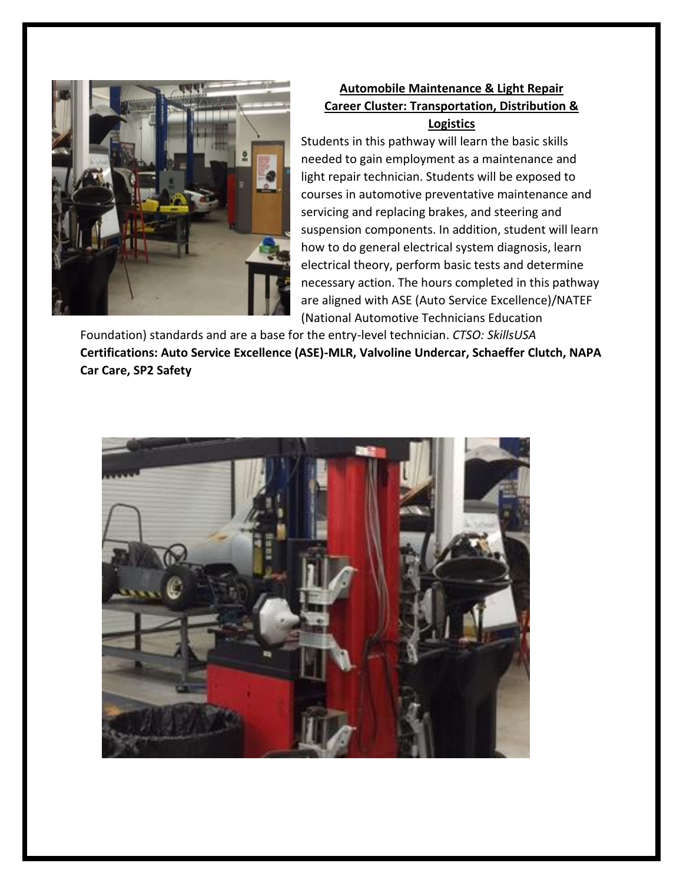**Automobile Maintenance & Light Repair**
**Career Cluster: Transportation, Distribution & Logistics**

Students in this pathway will learn the basic skills needed to gain employment as a maintenance and light repair technician. Students will be exposed to courses in automotive preventative maintenance and servicing and replacing brakes, and steering and suspension components. In addition, student will learn how to do general electrical system diagnosis, learn electrical theory, perform basic tests and determine necessary action. The hours completed in this pathway are aligned with ASE (Auto Service Excellence)/NATEF (National Automotive Technicians Education Foundation) standards and are a base for the entry-level technician. *CTSO: SkillsUSA*
**Certifications: Auto Service Excellence (ASE)-MLR, Valvoline Undercar, Schaeffer Clutch, NAPA Car Care, SP2 Safety**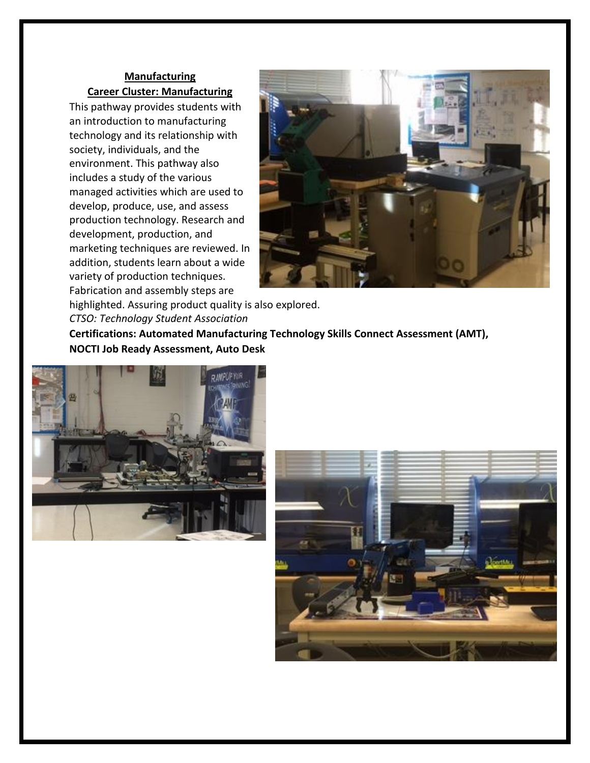**Manufacturing**

**Career Cluster: Manufacturing**

This pathway provides students with an introduction to manufacturing technology and its relationship with society, individuals, and the environment. This pathway also includes a study of the various managed activities which are used to develop, produce, use, and assess production technology. Research and development, production, and marketing techniques are reviewed. In addition, students learn about a wide variety of production techniques. Fabrication and assembly steps are highlighted. Assuring product quality is also explored.

*CTSO: Technology Student Association*

**Certifications: Automated Manufacturing Technology Skills Connect Assessment (AMT), NOCTI Job Ready Assessment, Auto Desk**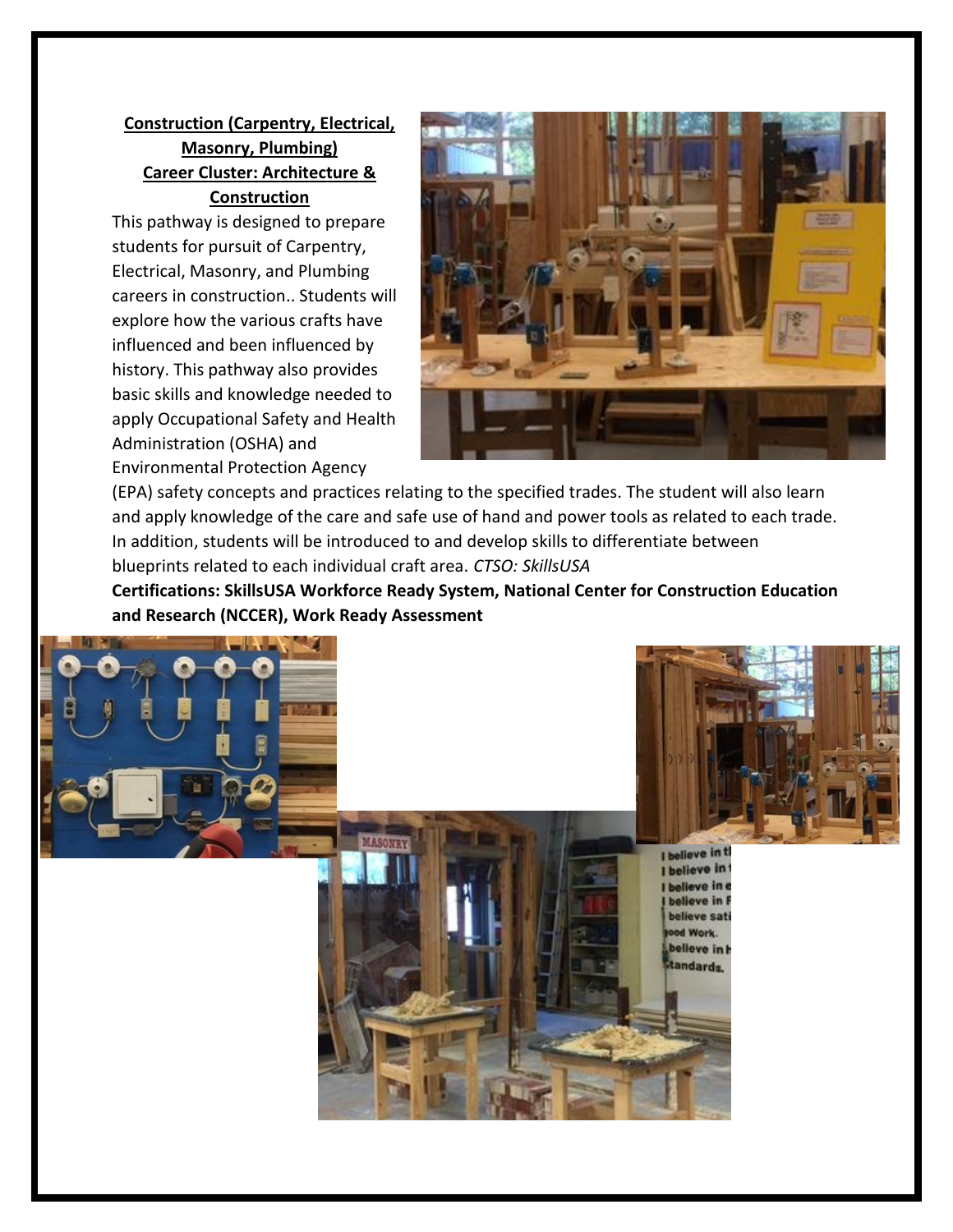**Construction (Carpentry, Electrical, Masonry, Plumbing)**
**Career Cluster: Architecture & Construction**

This pathway is designed to prepare students for pursuit of Carpentry, Electrical, Masonry, and Plumbing careers in construction.. Students will explore how the various crafts have influenced and been influenced by history. This pathway also provides basic skills and knowledge needed to apply Occupational Safety and Health Administration (OSHA) and Environmental Protection Agency (EPA) safety concepts and practices relating to the specified trades. The student will also learn and apply knowledge of the care and safe use of hand and power tools as related to each trade. In addition, students will be introduced to and develop skills to differentiate between blueprints related to each individual craft area. *CTSO: SkillsUSA*

**Certifications: SkillsUSA Workforce Ready System, National Center for Construction Education and Research (NCCER), Work Ready Assessment**